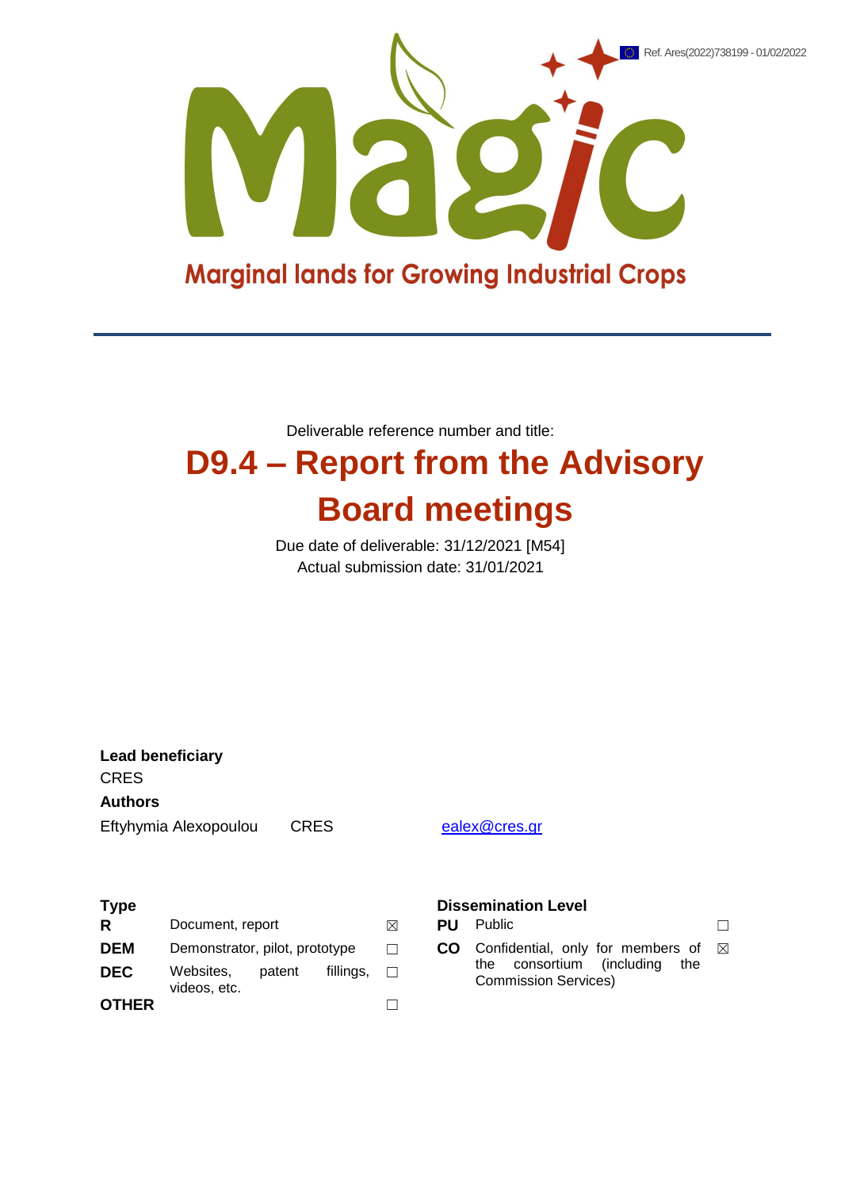Ref. Ares(2022)738199 - 01/02/2022

Magic

Marginal lands for Growing Industrial Crops

Deliverable reference number and title:

# D9.4 – Report from the Advisory Board meetings

Due date of deliverable: 31/12/2021 [M54]

Actual submission date: 31/01/2021

**Lead beneficiary**

CRES

**Authors**

| | | |
|---|---|---|
| Eftyhymia Alexopoulou | CRES | ealex@cres.gr |

| **Type** | | | **Dissemination Level** | | |
|---|---|---|---|---|---|
| **R** | Document, report | ☒ | **PU** | Public | ☐ |
| **DEM** | Demonstrator, pilot, prototype | ☐ | **CO** | Confidential, only for members of the consortium (including the Commission Services) | ☒ |
| **DEC** | Websites, patent fillings, videos, etc. | ☐ | | | |
| **OTHER** | | ☐ | | | |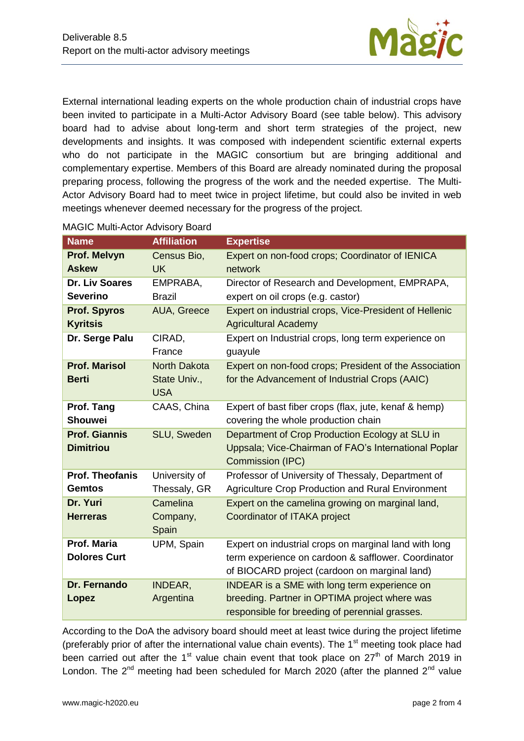External international leading experts on the whole production chain of industrial crops have been invited to participate in a Multi-Actor Advisory Board (see table below). This advisory board had to advise about long-term and short term strategies of the project, new developments and insights. It was composed with independent scientific external experts who do not participate in the MAGIC consortium but are bringing additional and complementary expertise. Members of this Board are already nominated during the proposal preparing process, following the progress of the work and the needed expertise. The Multi-Actor Advisory Board had to meet twice in project lifetime, but could also be invited in web meetings whenever deemed necessary for the progress of the project.

MAGIC Multi-Actor Advisory Board

| Name | Affiliation | Expertise |
|---|---|---|
| **Prof. Melvyn Askew** | Census Bio, UK | Expert on non-food crops; Coordinator of IENICA network |
| **Dr. Liv Soares Severino** | EMPRABA, Brazil | Director of Research and Development, EMPRAPA, expert on oil crops (e.g. castor) |
| **Prof. Spyros Kyritsis** | AUA, Greece | Expert on industrial crops, Vice-President of Hellenic Agricultural Academy |
| **Dr. Serge Palu** | CIRAD, France | Expert on Industrial crops, long term experience on guayule |
| **Prof. Marisol Berti** | North Dakota State Univ., USA | Expert on non-food crops; President of the Association for the Advancement of Industrial Crops (AAIC) |
| **Prof. Tang Shouwei** | CAAS, China | Expert of bast fiber crops (flax, jute, kenaf & hemp) covering the whole production chain |
| **Prof. Giannis Dimitriou** | SLU, Sweden | Department of Crop Production Ecology at SLU in Uppsala; Vice-Chairman of FAO's International Poplar Commission (IPC) |
| **Prof. Theofanis Gemtos** | University of Thessaly, GR | Professor of University of Thessaly, Department of Agriculture Crop Production and Rural Environment |
| **Dr. Yuri Herreras** | Camelina Company, Spain | Expert on the camelina growing on marginal land, Coordinator of ITAKA project |
| **Prof. Maria Dolores Curt** | UPM, Spain | Expert on industrial crops on marginal land with long term experience on cardoon & safflower. Coordinator of BIOCARD project (cardoon on marginal land) |
| **Dr. Fernando Lopez** | INDEAR, Argentina | INDEAR is a SME with long term experience on breeding. Partner in OPTIMA project where was responsible for breeding of perennial grasses. |

According to the DoA the advisory board should meet at least twice during the project lifetime (preferably prior of after the international value chain events). The 1st meeting took place had been carried out after the 1st value chain event that took place on 27th of March 2019 in London. The 2nd meeting had been scheduled for March 2020 (after the planned 2nd value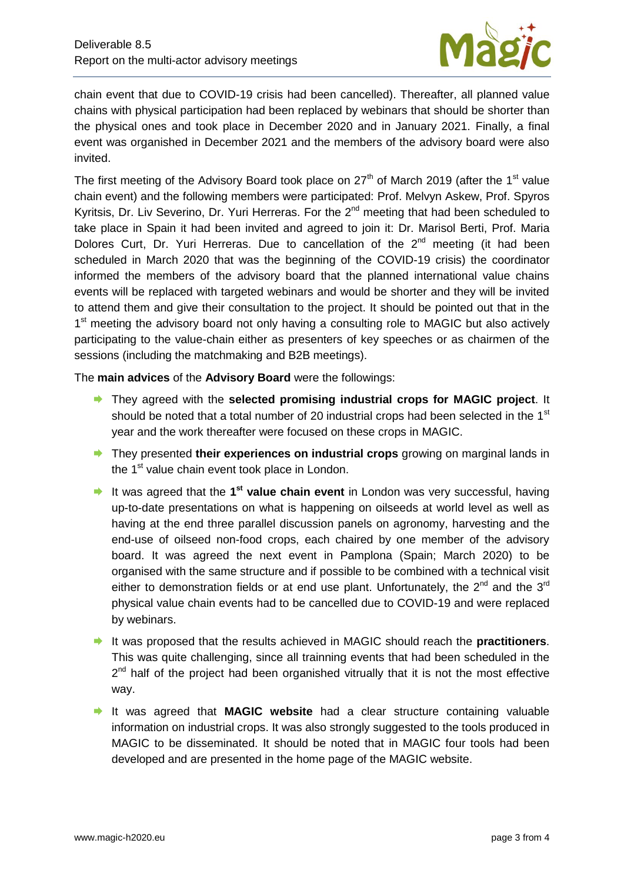chain event that due to COVID-19 crisis had been cancelled). Thereafter, all planned value chains with physical participation had been replaced by webinars that should be shorter than the physical ones and took place in December 2020 and in January 2021. Finally, a final event was organised in December 2021 and the members of the advisory board were also invited.

The first meeting of the Advisory Board took place on 27th of March 2019 (after the 1st value chain event) and the following members were participated: Prof. Melvyn Askew, Prof. Spyros Kyritsis, Dr. Liv Severino, Dr. Yuri Herreras. For the 2nd meeting that had been scheduled to take place in Spain it had been invited and agreed to join it: Dr. Marisol Berti, Prof. Maria Dolores Curt, Dr. Yuri Herreras. Due to cancellation of the 2nd meeting (it had been scheduled in March 2020 that was the beginning of the COVID-19 crisis) the coordinator informed the members of the advisory board that the planned international value chains events will be replaced with targeted webinars and would be shorter and they will be invited to attend them and give their consultation to the project. It should be pointed out that in the 1st meeting the advisory board not only having a consulting role to MAGIC but also actively participating to the value-chain either as presenters of key speeches or as chairmen of the sessions (including the matchmaking and B2B meetings).

The **main advices** of the **Advisory Board** were the followings:

- They agreed with the **selected promising industrial crops for MAGIC project**. It should be noted that a total number of 20 industrial crops had been selected in the 1st year and the work thereafter were focused on these crops in MAGIC.
- They presented **their experiences on industrial crops** growing on marginal lands in the 1st value chain event took place in London.
- It was agreed that the **1st value chain event** in London was very successful, having up-to-date presentations on what is happening on oilseeds at world level as well as having at the end three parallel discussion panels on agronomy, harvesting and the end-use of oilseed non-food crops, each chaired by one member of the advisory board. It was agreed the next event in Pamplona (Spain; March 2020) to be organised with the same structure and if possible to be combined with a technical visit either to demonstration fields or at end use plant. Unfortunately, the 2nd and the 3rd physical value chain events had to be cancelled due to COVID-19 and were replaced by webinars.
- It was proposed that the results achieved in MAGIC should reach the **practitioners**. This was quite challenging, since all trainning events that had been scheduled in the 2nd half of the project had been organised vitrually that it is not the most effective way.
- It was agreed that **MAGIC website** had a clear structure containing valuable information on industrial crops. It was also strongly suggested to the tools produced in MAGIC to be disseminated. It should be noted that in MAGIC four tools had been developed and are presented in the home page of the MAGIC website.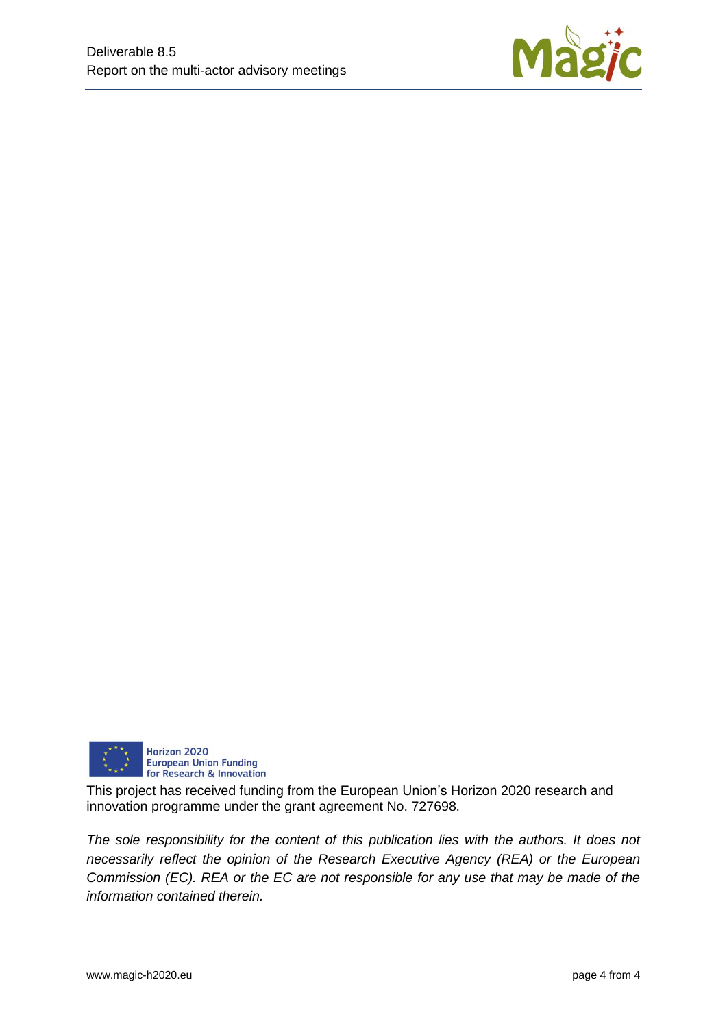Horizon 2020
European Union Funding
for Research & Innovation

This project has received funding from the European Union's Horizon 2020 research and innovation programme under the grant agreement No. 727698.

*The sole responsibility for the content of this publication lies with the authors. It does not necessarily reflect the opinion of the Research Executive Agency (REA) or the European Commission (EC). REA or the EC are not responsible for any use that may be made of the information contained therein.*